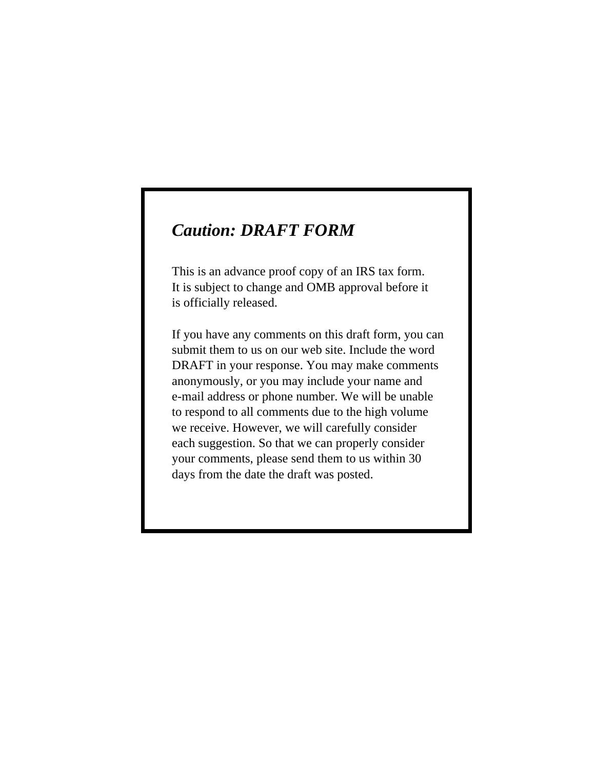***Caution: DRAFT FORM***

This is an advance proof copy of an IRS tax form. It is subject to change and OMB approval before it is officially released.

If you have any comments on this draft form, you can submit them to us on our web site. Include the word DRAFT in your response. You may make comments anonymously, or you may include your name and e-mail address or phone number. We will be unable to respond to all comments due to the high volume we receive. However, we will carefully consider each suggestion. So that we can properly consider your comments, please send them to us within 30 days from the date the draft was posted.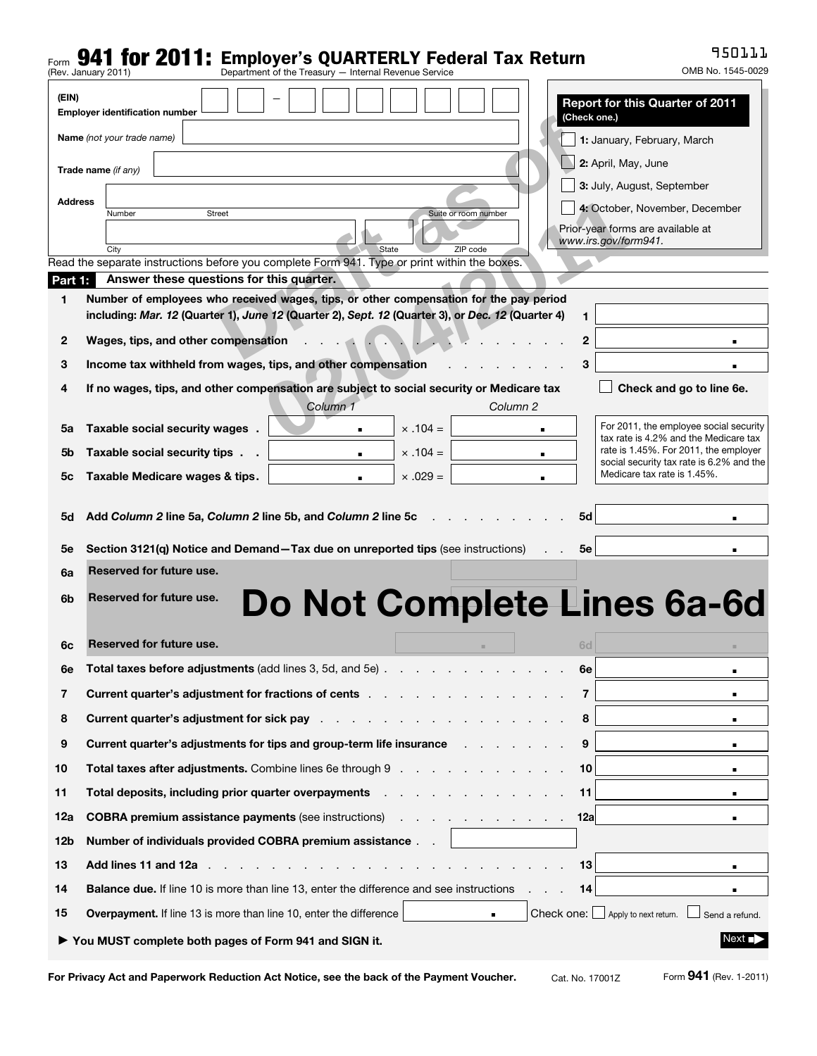Form **941 for 2011:** **Employer's QUARTERLY Federal Tax Return**
(Rev. January 2011) Department of the Treasury — Internal Revenue Service

950111

OMB No. 1545-0029

**(EIN)**
**Employer identification number** ☐☐ – ☐☐☐☐☐☐☐

**Name** *(not your trade name)* ____________________

**Trade name** *(if any)* ____________________

**Address** ____________________
Number Street Suite or room number

____________________
City State ZIP code

**Report for this Quarter of 2011**
**(Check one.)**

☐ **1:** January, February, March

☐ **2:** April, May, June

☐ **3:** July, August, September

☐ **4:** October, November, December

Prior-year forms are available at *www.irs.gov/form941.*

Draft as of 02/04/2011

Read the separate instructions before you complete Form 941. Type or print within the boxes.

## Part 1: Answer these questions for this quarter.

**1** **Number of employees who received wages, tips, or other compensation for the pay period including:** ***Mar. 12*** **(Quarter 1),** ***June 12*** **(Quarter 2),** ***Sept. 12*** **(Quarter 3), or** ***Dec. 12*** **(Quarter 4)** . . . **1** ________

**2** **Wages, tips, and other compensation** . . . . . . . . . . . . . . **2** ________ .

**3** **Income tax withheld from wages, tips, and other compensation** . . . . . . . . **3** ________ .

**4** **If no wages, tips, and other compensation are subject to social security or Medicare tax** ☐ **Check and go to line 6e.**

| | | *Column 1* | | *Column 2* |
|---|---|---|---|---|
| **5a** | **Taxable social security wages** . | . | × .104 = | . |
| **5b** | **Taxable social security tips** . . | . | × .104 = | . |
| **5c** | **Taxable Medicare wages & tips** . | . | × .029 = | . |

For 2011, the employee social security tax rate is 4.2% and the Medicare tax rate is 1.45%. For 2011, the employer social security tax rate is 6.2% and the Medicare tax rate is 1.45%.

**5d** **Add** ***Column 2*** **line 5a,** ***Column 2*** **line 5b, and** ***Column 2*** **line 5c** . . . . . . . . **5d** ________ .

**5e** **Section 3121(q) Notice and Demand—Tax due on unreported tips** (see instructions) . . **5e** ________ .

**6a** **Reserved for future use.**

**6b** **Reserved for future use.**

**Do Not Complete Lines 6a-6d**

**6c** **Reserved for future use.** . **6d** .

**6e** **Total taxes before adjustments** (add lines 3, 5d, and 5e) . . . . . . . . . . . . **6e** ________ .

**7** **Current quarter's adjustment for fractions of cents** . . . . . . . . . . . . **7** ________ .

**8** **Current quarter's adjustment for sick pay** . . . . . . . . . . . . . . . **8** ________ .

**9** **Current quarter's adjustments for tips and group-term life insurance** . . . . . . . **9** ________ .

**10** **Total taxes after adjustments.** Combine lines 6e through 9 . . . . . . . . . . . **10** ________ .

**11** **Total deposits, including prior quarter overpayments** . . . . . . . . . . . . **11** ________ .

**12a** **COBRA premium assistance payments** (see instructions) . . . . . . . . . . . **12a** ________ .

**12b** **Number of individuals provided COBRA premium assistance** . . ________

**13** **Add lines 11 and 12a** . . . . . . . . . . . . . . . . . . . . . . **13** ________ .

**14** **Balance due.** If line 10 is more than line 13, enter the difference and see instructions . . . **14** ________ .

**15** **Overpayment.** If line 13 is more than line 10, enter the difference ________ . Check one: ☐ Apply to next return. ☐ Send a refund.

► **You MUST complete both pages of Form 941 and SIGN it.**

Next ■►

**For Privacy Act and Paperwork Reduction Act Notice, see the back of the Payment Voucher.** Cat. No. 17001Z Form **941** (Rev. 1-2011)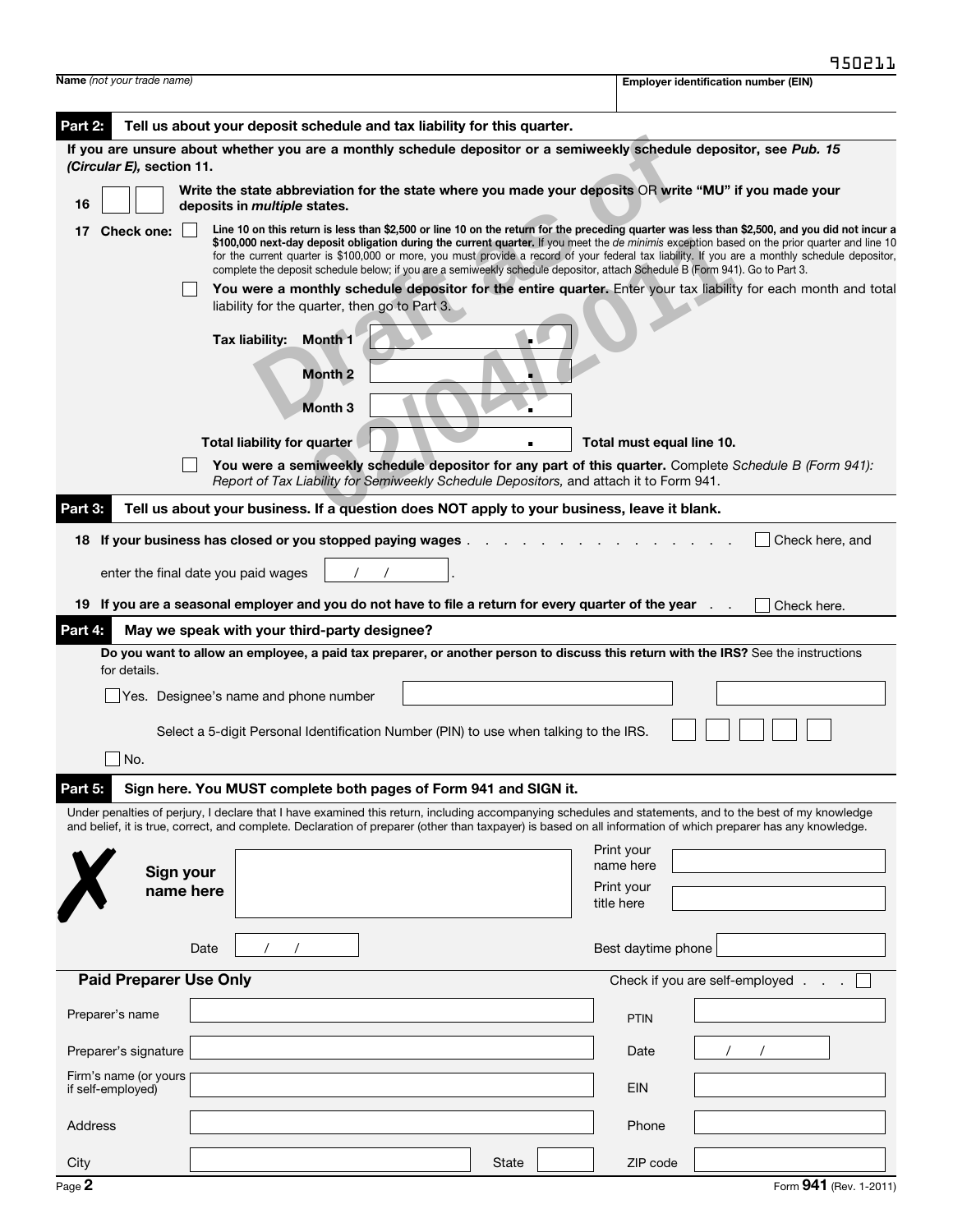950211

**Name** *(not your trade name)* | **Employer identification number (EIN)**

## Part 2: Tell us about your deposit schedule and tax liability for this quarter.

**If you are unsure about whether you are a monthly schedule depositor or a semiweekly schedule depositor, see *Pub. 15 (Circular E),* section 11.**

**16** ☐☐ **Write the state abbreviation for the state where you made your deposits** OR **write "MU" if you made your deposits in *multiple* states.**

**17 Check one:** ☐ **Line 10 on this return is less than $2,500 or line 10 on the return for the preceding quarter was less than $2,500, and you did not incur a $100,000 next-day deposit obligation during the current quarter.** If you meet the *de minimis* exception based on the prior quarter and line 10 for the current quarter is $100,000 or more, you must provide a record of your federal tax liability. If you are a monthly schedule depositor, complete the deposit schedule below; if you are a semiweekly schedule depositor, attach Schedule B (Form 941). Go to Part 3.

☐ **You were a monthly schedule depositor for the entire quarter.** Enter your tax liability for each month and total liability for the quarter, then go to Part 3.

**Tax liability: Month 1** ______ .

**Month 2** ______ .

**Month 3** ______ .

**Total liability for quarter** ______ . **Total must equal line 10.**

☐ **You were a semiweekly schedule depositor for any part of this quarter.** Complete *Schedule B (Form 941): Report of Tax Liability for Semiweekly Schedule Depositors,* and attach it to Form 941.

## Part 3: Tell us about your business. If a question does NOT apply to your business, leave it blank.

**18 If your business has closed or you stopped paying wages** . . . . . . . . . . . . . . . . ☐ Check here, and

enter the final date you paid wages ___ / ___ / ___ .

**19 If you are a seasonal employer and you do not have to file a return for every quarter of the year** . . . ☐ Check here.

## Part 4: May we speak with your third-party designee?

**Do you want to allow an employee, a paid tax preparer, or another person to discuss this return with the IRS?** See the instructions for details.

☐ Yes. Designee's name and phone number ______ ______

Select a 5-digit Personal Identification Number (PIN) to use when talking to the IRS. ☐☐☐☐☐

☐ No.

## Part 5: Sign here. You MUST complete both pages of Form 941 and SIGN it.

Under penalties of perjury, I declare that I have examined this return, including accompanying schedules and statements, and to the best of my knowledge and belief, it is true, correct, and complete. Declaration of preparer (other than taxpayer) is based on all information of which preparer has any knowledge.

✗ **Sign your name here** ______

Print your name here ______

Print your title here ______

Date ___ / ___ / ___

Best daytime phone ______

### Paid Preparer Use Only

Check if you are self-employed . . . ☐

| | | | |
|---|---|---|---|
| Preparer's name | | PTIN | |
| Preparer's signature | | Date | / / |
| Firm's name (or yours if self-employed) | | EIN | |
| Address | | Phone | |
| City | State | ZIP code | |

Form **941** (Rev. 1-2011)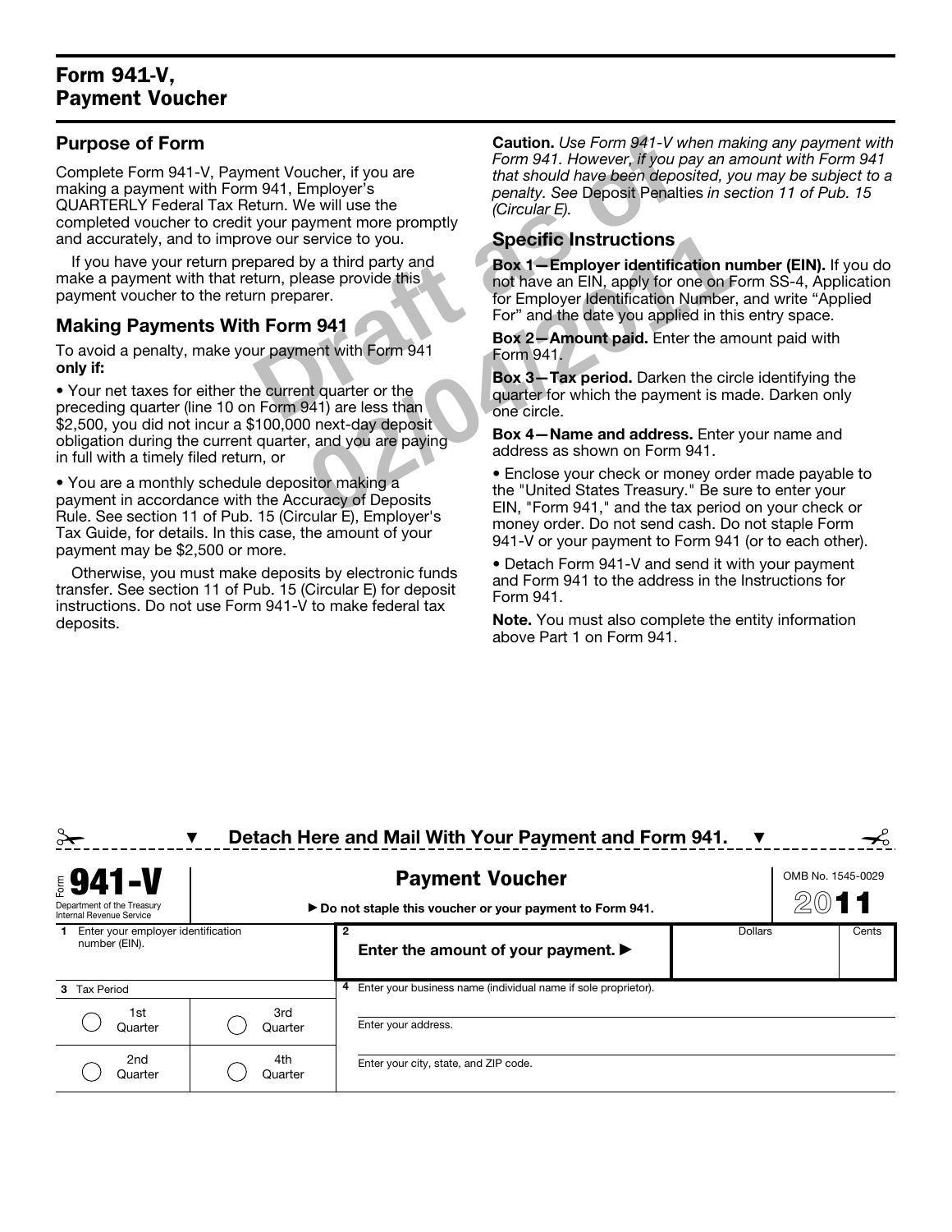# Form 941-V, Payment Voucher

## Purpose of Form

Complete Form 941-V, Payment Voucher, if you are making a payment with Form 941, Employer's QUARTERLY Federal Tax Return. We will use the completed voucher to credit your payment more promptly and accurately, and to improve our service to you.

If you have your return prepared by a third party and make a payment with that return, please provide this payment voucher to the return preparer.

## Making Payments With Form 941

To avoid a penalty, make your payment with Form 941 **only if:**

- Your net taxes for either the current quarter or the preceding quarter (line 10 on Form 941) are less than $2,500, you did not incur a $100,000 next-day deposit obligation during the current quarter, and you are paying in full with a timely filed return, or
- You are a monthly schedule depositor making a payment in accordance with the Accuracy of Deposits Rule. See section 11 of Pub. 15 (Circular E), Employer's Tax Guide, for details. In this case, the amount of your payment may be $2,500 or more.

Otherwise, you must make deposits by electronic funds transfer. See section 11 of Pub. 15 (Circular E) for deposit instructions. Do not use Form 941-V to make federal tax deposits.

**Caution.** *Use Form 941-V when making any payment with Form 941. However, if you pay an amount with Form 941 that should have been deposited, you may be subject to a penalty. See* Deposit Penalties *in section 11 of Pub. 15 (Circular E).*

## Specific Instructions

**Box 1—Employer identification number (EIN).** If you do not have an EIN, apply for one on Form SS-4, Application for Employer Identification Number, and write "Applied For" and the date you applied in this entry space.

**Box 2—Amount paid.** Enter the amount paid with Form 941.

**Box 3—Tax period.** Darken the circle identifying the quarter for which the payment is made. Darken only one circle.

**Box 4—Name and address.** Enter your name and address as shown on Form 941.

- Enclose your check or money order made payable to the "United States Treasury." Be sure to enter your EIN, "Form 941," and the tax period on your check or money order. Do not send cash. Do not staple Form 941-V or your payment to Form 941 (or to each other).
- Detach Form 941-V and send it with your payment and Form 941 to the address in the Instructions for Form 941.

**Note.** You must also complete the entity information above Part 1 on Form 941.

Draft as of 02/04/2011

---

▼ **Detach Here and Mail With Your Payment and Form 941.** ▼

| Form **941-V** Department of the Treasury Internal Revenue Service | | **Payment Voucher** ▶ Do not staple this voucher or your payment to Form 941. | | OMB No. 1545-0029 **2011** |
|---|---|---|---|---|
| **1** Enter your employer identification number (EIN). | | **2** **Enter the amount of your payment.** ▶ | Dollars | Cents |
| **3** Tax Period | | **4** Enter your business name (individual name if sole proprietor). | | |
| ◯ 1st Quarter | ◯ 3rd Quarter | Enter your address. | | |
| ◯ 2nd Quarter | ◯ 4th Quarter | Enter your city, state, and ZIP code. | | |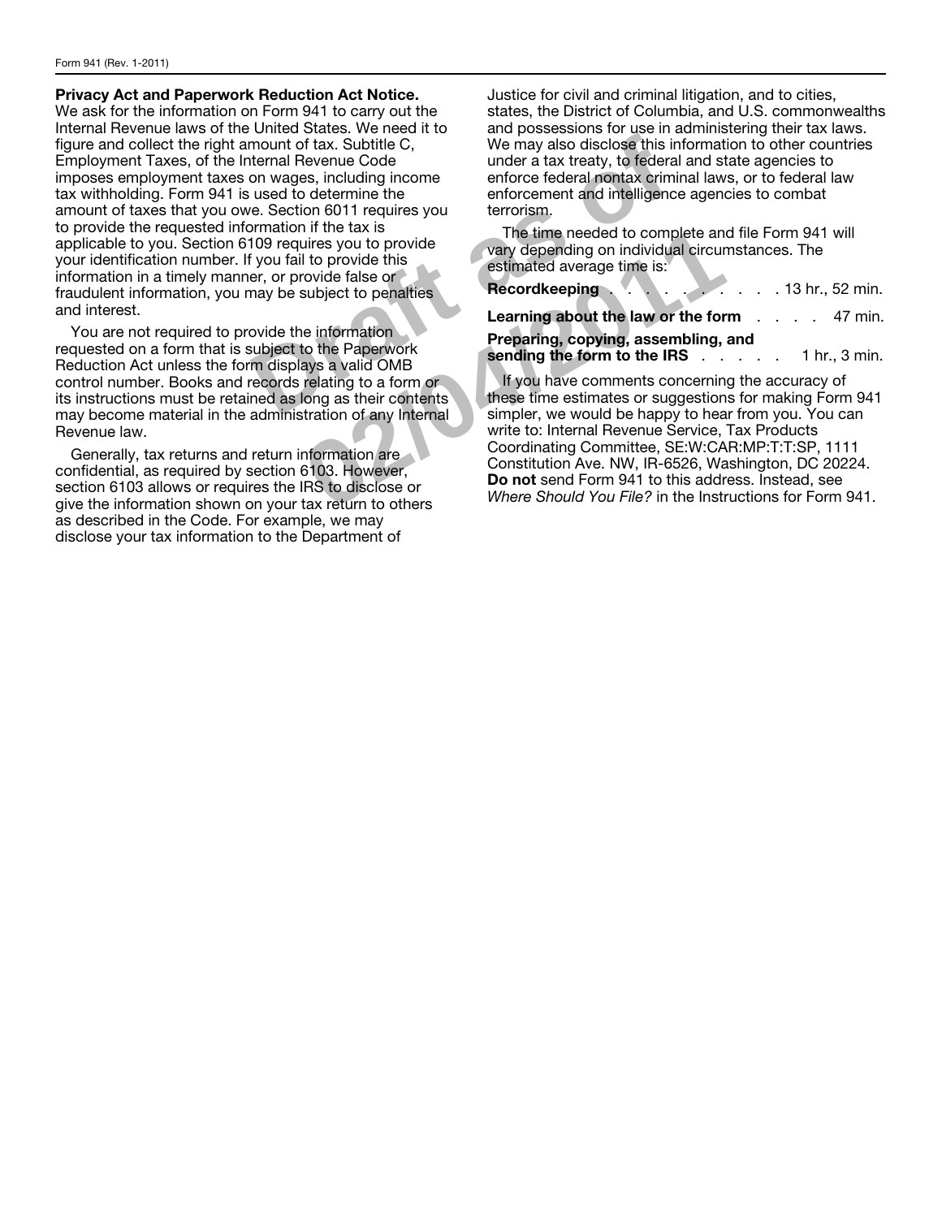**Privacy Act and Paperwork Reduction Act Notice.** We ask for the information on Form 941 to carry out the Internal Revenue laws of the United States. We need it to figure and collect the right amount of tax. Subtitle C, Employment Taxes, of the Internal Revenue Code imposes employment taxes on wages, including income tax withholding. Form 941 is used to determine the amount of taxes that you owe. Section 6011 requires you to provide the requested information if the tax is applicable to you. Section 6109 requires you to provide your identification number. If you fail to provide this information in a timely manner, or provide false or fraudulent information, you may be subject to penalties and interest.

You are not required to provide the information requested on a form that is subject to the Paperwork Reduction Act unless the form displays a valid OMB control number. Books and records relating to a form or its instructions must be retained as long as their contents may become material in the administration of any Internal Revenue law.

Generally, tax returns and return information are confidential, as required by section 6103. However, section 6103 allows or requires the IRS to disclose or give the information shown on your tax return to others as described in the Code. For example, we may disclose your tax information to the Department of Justice for civil and criminal litigation, and to cities, states, the District of Columbia, and U.S. commonwealths and possessions for use in administering their tax laws. We may also disclose this information to other countries under a tax treaty, to federal and state agencies to enforce federal nontax criminal laws, or to federal law enforcement and intelligence agencies to combat terrorism.

The time needed to complete and file Form 941 will vary depending on individual circumstances. The estimated average time is:

**Recordkeeping** . . . . . . . . . . . 13 hr., 52 min.

**Learning about the law or the form** . . . . 47 min.

**Preparing, copying, assembling, and sending the form to the IRS** . . . . . 1 hr., 3 min.

If you have comments concerning the accuracy of these time estimates or suggestions for making Form 941 simpler, we would be happy to hear from you. You can write to: Internal Revenue Service, Tax Products Coordinating Committee, SE:W:CAR:MP:T:T:SP, 1111 Constitution Ave. NW, IR-6526, Washington, DC 20224. **Do not** send Form 941 to this address. Instead, see *Where Should You File?* in the Instructions for Form 941.